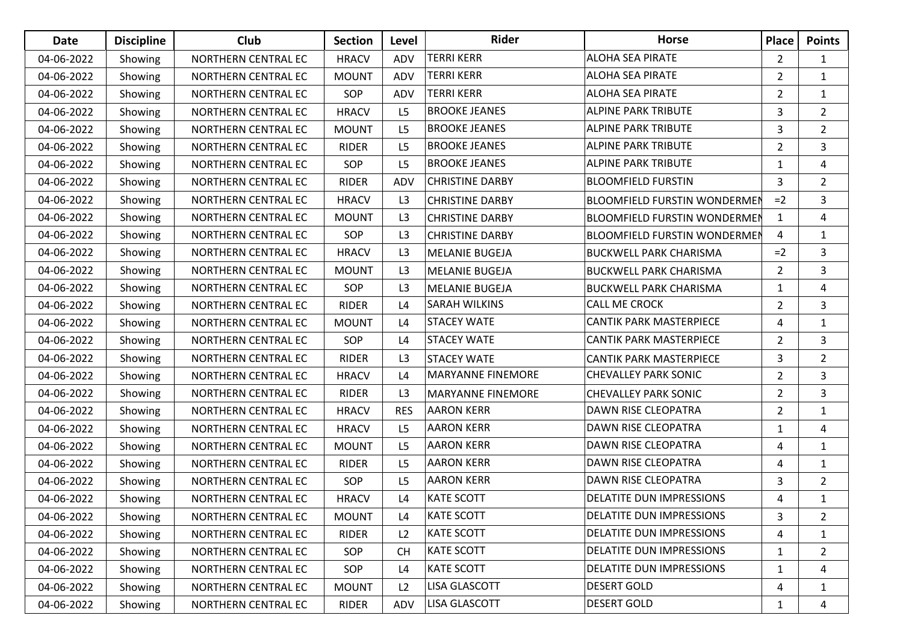| Date | Discipline | Club | Section | Level | Rider | Horse | Place | Points |
|---|---|---|---|---|---|---|---|---|
| 04-06-2022 | Showing | NORTHERN CENTRAL EC | HRACV | ADV | TERRI KERR | ALOHA SEA PIRATE | 2 | 1 |
| 04-06-2022 | Showing | NORTHERN CENTRAL EC | MOUNT | ADV | TERRI KERR | ALOHA SEA PIRATE | 2 | 1 |
| 04-06-2022 | Showing | NORTHERN CENTRAL EC | SOP | ADV | TERRI KERR | ALOHA SEA PIRATE | 2 | 1 |
| 04-06-2022 | Showing | NORTHERN CENTRAL EC | HRACV | L5 | BROOKE JEANES | ALPINE PARK TRIBUTE | 3 | 2 |
| 04-06-2022 | Showing | NORTHERN CENTRAL EC | MOUNT | L5 | BROOKE JEANES | ALPINE PARK TRIBUTE | 3 | 2 |
| 04-06-2022 | Showing | NORTHERN CENTRAL EC | RIDER | L5 | BROOKE JEANES | ALPINE PARK TRIBUTE | 2 | 3 |
| 04-06-2022 | Showing | NORTHERN CENTRAL EC | SOP | L5 | BROOKE JEANES | ALPINE PARK TRIBUTE | 1 | 4 |
| 04-06-2022 | Showing | NORTHERN CENTRAL EC | RIDER | ADV | CHRISTINE DARBY | BLOOMFIELD FURSTIN | 3 | 2 |
| 04-06-2022 | Showing | NORTHERN CENTRAL EC | HRACV | L3 | CHRISTINE DARBY | BLOOMFIELD FURSTIN WONDERMEN | =2 | 3 |
| 04-06-2022 | Showing | NORTHERN CENTRAL EC | MOUNT | L3 | CHRISTINE DARBY | BLOOMFIELD FURSTIN WONDERMEN | 1 | 4 |
| 04-06-2022 | Showing | NORTHERN CENTRAL EC | SOP | L3 | CHRISTINE DARBY | BLOOMFIELD FURSTIN WONDERMEN | 4 | 1 |
| 04-06-2022 | Showing | NORTHERN CENTRAL EC | HRACV | L3 | MELANIE BUGEJA | BUCKWELL PARK CHARISMA | =2 | 3 |
| 04-06-2022 | Showing | NORTHERN CENTRAL EC | MOUNT | L3 | MELANIE BUGEJA | BUCKWELL PARK CHARISMA | 2 | 3 |
| 04-06-2022 | Showing | NORTHERN CENTRAL EC | SOP | L3 | MELANIE BUGEJA | BUCKWELL PARK CHARISMA | 1 | 4 |
| 04-06-2022 | Showing | NORTHERN CENTRAL EC | RIDER | L4 | SARAH WILKINS | CALL ME CROCK | 2 | 3 |
| 04-06-2022 | Showing | NORTHERN CENTRAL EC | MOUNT | L4 | STACEY WATE | CANTIK PARK MASTERPIECE | 4 | 1 |
| 04-06-2022 | Showing | NORTHERN CENTRAL EC | SOP | L4 | STACEY WATE | CANTIK PARK MASTERPIECE | 2 | 3 |
| 04-06-2022 | Showing | NORTHERN CENTRAL EC | RIDER | L3 | STACEY WATE | CANTIK PARK MASTERPIECE | 3 | 2 |
| 04-06-2022 | Showing | NORTHERN CENTRAL EC | HRACV | L4 | MARYANNE FINEMORE | CHEVALLEY PARK SONIC | 2 | 3 |
| 04-06-2022 | Showing | NORTHERN CENTRAL EC | RIDER | L3 | MARYANNE FINEMORE | CHEVALLEY PARK SONIC | 2 | 3 |
| 04-06-2022 | Showing | NORTHERN CENTRAL EC | HRACV | RES | AARON KERR | DAWN RISE CLEOPATRA | 2 | 1 |
| 04-06-2022 | Showing | NORTHERN CENTRAL EC | HRACV | L5 | AARON KERR | DAWN RISE CLEOPATRA | 1 | 4 |
| 04-06-2022 | Showing | NORTHERN CENTRAL EC | MOUNT | L5 | AARON KERR | DAWN RISE CLEOPATRA | 4 | 1 |
| 04-06-2022 | Showing | NORTHERN CENTRAL EC | RIDER | L5 | AARON KERR | DAWN RISE CLEOPATRA | 4 | 1 |
| 04-06-2022 | Showing | NORTHERN CENTRAL EC | SOP | L5 | AARON KERR | DAWN RISE CLEOPATRA | 3 | 2 |
| 04-06-2022 | Showing | NORTHERN CENTRAL EC | HRACV | L4 | KATE SCOTT | DELATITE DUN IMPRESSIONS | 4 | 1 |
| 04-06-2022 | Showing | NORTHERN CENTRAL EC | MOUNT | L4 | KATE SCOTT | DELATITE DUN IMPRESSIONS | 3 | 2 |
| 04-06-2022 | Showing | NORTHERN CENTRAL EC | RIDER | L2 | KATE SCOTT | DELATITE DUN IMPRESSIONS | 4 | 1 |
| 04-06-2022 | Showing | NORTHERN CENTRAL EC | SOP | CH | KATE SCOTT | DELATITE DUN IMPRESSIONS | 1 | 2 |
| 04-06-2022 | Showing | NORTHERN CENTRAL EC | SOP | L4 | KATE SCOTT | DELATITE DUN IMPRESSIONS | 1 | 4 |
| 04-06-2022 | Showing | NORTHERN CENTRAL EC | MOUNT | L2 | LISA GLASCOTT | DESERT GOLD | 4 | 1 |
| 04-06-2022 | Showing | NORTHERN CENTRAL EC | RIDER | ADV | LISA GLASCOTT | DESERT GOLD | 1 | 4 |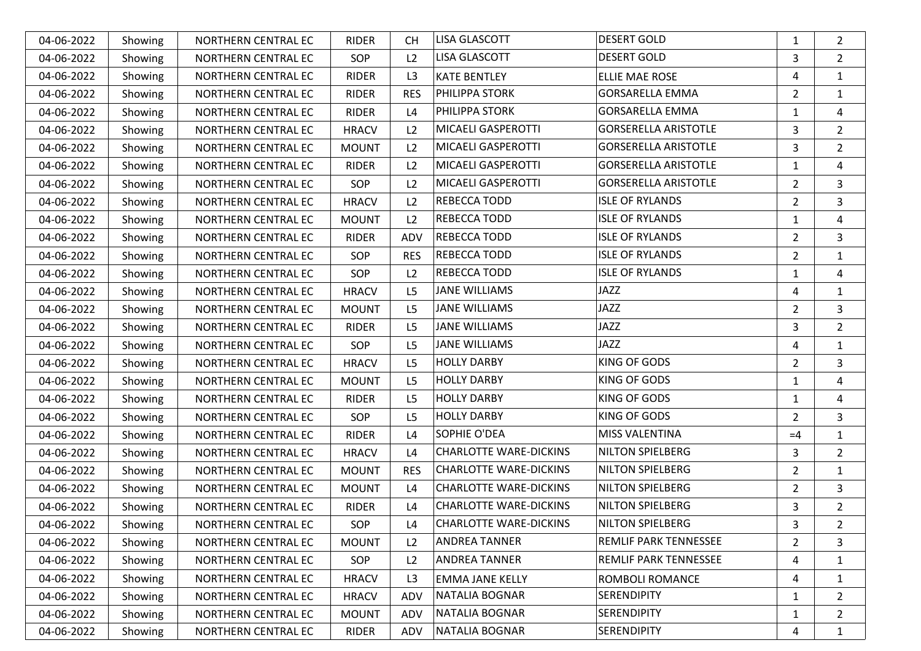| | | | | | | | | |
|---|---|---|---|---|---|---|---|---|
| 04-06-2022 | Showing | NORTHERN CENTRAL EC | RIDER | CH | LISA GLASCOTT | DESERT GOLD | 1 | 2 |
| 04-06-2022 | Showing | NORTHERN CENTRAL EC | SOP | L2 | LISA GLASCOTT | DESERT GOLD | 3 | 2 |
| 04-06-2022 | Showing | NORTHERN CENTRAL EC | RIDER | L3 | KATE BENTLEY | ELLIE MAE ROSE | 4 | 1 |
| 04-06-2022 | Showing | NORTHERN CENTRAL EC | RIDER | RES | PHILIPPA STORK | GORSARELLA EMMA | 2 | 1 |
| 04-06-2022 | Showing | NORTHERN CENTRAL EC | RIDER | L4 | PHILIPPA STORK | GORSARELLA EMMA | 1 | 4 |
| 04-06-2022 | Showing | NORTHERN CENTRAL EC | HRACV | L2 | MICAELI GASPEROTTI | GORSERELLA ARISTOTLE | 3 | 2 |
| 04-06-2022 | Showing | NORTHERN CENTRAL EC | MOUNT | L2 | MICAELI GASPEROTTI | GORSERELLA ARISTOTLE | 3 | 2 |
| 04-06-2022 | Showing | NORTHERN CENTRAL EC | RIDER | L2 | MICAELI GASPEROTTI | GORSERELLA ARISTOTLE | 1 | 4 |
| 04-06-2022 | Showing | NORTHERN CENTRAL EC | SOP | L2 | MICAELI GASPEROTTI | GORSERELLA ARISTOTLE | 2 | 3 |
| 04-06-2022 | Showing | NORTHERN CENTRAL EC | HRACV | L2 | REBECCA TODD | ISLE OF RYLANDS | 2 | 3 |
| 04-06-2022 | Showing | NORTHERN CENTRAL EC | MOUNT | L2 | REBECCA TODD | ISLE OF RYLANDS | 1 | 4 |
| 04-06-2022 | Showing | NORTHERN CENTRAL EC | RIDER | ADV | REBECCA TODD | ISLE OF RYLANDS | 2 | 3 |
| 04-06-2022 | Showing | NORTHERN CENTRAL EC | SOP | RES | REBECCA TODD | ISLE OF RYLANDS | 2 | 1 |
| 04-06-2022 | Showing | NORTHERN CENTRAL EC | SOP | L2 | REBECCA TODD | ISLE OF RYLANDS | 1 | 4 |
| 04-06-2022 | Showing | NORTHERN CENTRAL EC | HRACV | L5 | JANE WILLIAMS | JAZZ | 4 | 1 |
| 04-06-2022 | Showing | NORTHERN CENTRAL EC | MOUNT | L5 | JANE WILLIAMS | JAZZ | 2 | 3 |
| 04-06-2022 | Showing | NORTHERN CENTRAL EC | RIDER | L5 | JANE WILLIAMS | JAZZ | 3 | 2 |
| 04-06-2022 | Showing | NORTHERN CENTRAL EC | SOP | L5 | JANE WILLIAMS | JAZZ | 4 | 1 |
| 04-06-2022 | Showing | NORTHERN CENTRAL EC | HRACV | L5 | HOLLY DARBY | KING OF GODS | 2 | 3 |
| 04-06-2022 | Showing | NORTHERN CENTRAL EC | MOUNT | L5 | HOLLY DARBY | KING OF GODS | 1 | 4 |
| 04-06-2022 | Showing | NORTHERN CENTRAL EC | RIDER | L5 | HOLLY DARBY | KING OF GODS | 1 | 4 |
| 04-06-2022 | Showing | NORTHERN CENTRAL EC | SOP | L5 | HOLLY DARBY | KING OF GODS | 2 | 3 |
| 04-06-2022 | Showing | NORTHERN CENTRAL EC | RIDER | L4 | SOPHIE O'DEA | MISS VALENTINA | =4 | 1 |
| 04-06-2022 | Showing | NORTHERN CENTRAL EC | HRACV | L4 | CHARLOTTE WARE-DICKINS | NILTON SPIELBERG | 3 | 2 |
| 04-06-2022 | Showing | NORTHERN CENTRAL EC | MOUNT | RES | CHARLOTTE WARE-DICKINS | NILTON SPIELBERG | 2 | 1 |
| 04-06-2022 | Showing | NORTHERN CENTRAL EC | MOUNT | L4 | CHARLOTTE WARE-DICKINS | NILTON SPIELBERG | 2 | 3 |
| 04-06-2022 | Showing | NORTHERN CENTRAL EC | RIDER | L4 | CHARLOTTE WARE-DICKINS | NILTON SPIELBERG | 3 | 2 |
| 04-06-2022 | Showing | NORTHERN CENTRAL EC | SOP | L4 | CHARLOTTE WARE-DICKINS | NILTON SPIELBERG | 3 | 2 |
| 04-06-2022 | Showing | NORTHERN CENTRAL EC | MOUNT | L2 | ANDREA TANNER | REMLIF PARK TENNESSEE | 2 | 3 |
| 04-06-2022 | Showing | NORTHERN CENTRAL EC | SOP | L2 | ANDREA TANNER | REMLIF PARK TENNESSEE | 4 | 1 |
| 04-06-2022 | Showing | NORTHERN CENTRAL EC | HRACV | L3 | EMMA JANE KELLY | ROMBOLI ROMANCE | 4 | 1 |
| 04-06-2022 | Showing | NORTHERN CENTRAL EC | HRACV | ADV | NATALIA BOGNAR | SERENDIPITY | 1 | 2 |
| 04-06-2022 | Showing | NORTHERN CENTRAL EC | MOUNT | ADV | NATALIA BOGNAR | SERENDIPITY | 1 | 2 |
| 04-06-2022 | Showing | NORTHERN CENTRAL EC | RIDER | ADV | NATALIA BOGNAR | SERENDIPITY | 4 | 1 |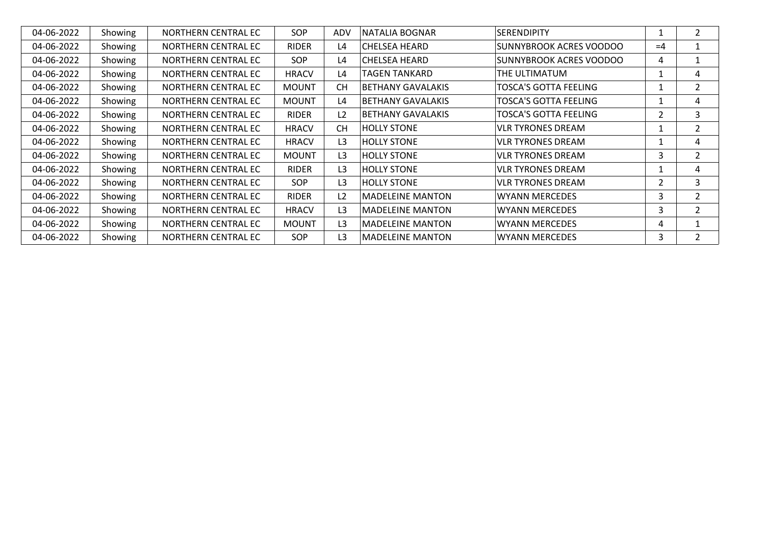| | | | | | | | | |
|---|---|---|---|---|---|---|---|---|
| 04-06-2022 | Showing | NORTHERN CENTRAL EC | SOP | ADV | NATALIA BOGNAR | SERENDIPITY | 1 | 2 |
| 04-06-2022 | Showing | NORTHERN CENTRAL EC | RIDER | L4 | CHELSEA HEARD | SUNNYBROOK ACRES VOODOO | =4 | 1 |
| 04-06-2022 | Showing | NORTHERN CENTRAL EC | SOP | L4 | CHELSEA HEARD | SUNNYBROOK ACRES VOODOO | 4 | 1 |
| 04-06-2022 | Showing | NORTHERN CENTRAL EC | HRACV | L4 | TAGEN TANKARD | THE ULTIMATUM | 1 | 4 |
| 04-06-2022 | Showing | NORTHERN CENTRAL EC | MOUNT | CH | BETHANY GAVALAKIS | TOSCA'S GOTTA FEELING | 1 | 2 |
| 04-06-2022 | Showing | NORTHERN CENTRAL EC | MOUNT | L4 | BETHANY GAVALAKIS | TOSCA'S GOTTA FEELING | 1 | 4 |
| 04-06-2022 | Showing | NORTHERN CENTRAL EC | RIDER | L2 | BETHANY GAVALAKIS | TOSCA'S GOTTA FEELING | 2 | 3 |
| 04-06-2022 | Showing | NORTHERN CENTRAL EC | HRACV | CH | HOLLY STONE | VLR TYRONES DREAM | 1 | 2 |
| 04-06-2022 | Showing | NORTHERN CENTRAL EC | HRACV | L3 | HOLLY STONE | VLR TYRONES DREAM | 1 | 4 |
| 04-06-2022 | Showing | NORTHERN CENTRAL EC | MOUNT | L3 | HOLLY STONE | VLR TYRONES DREAM | 3 | 2 |
| 04-06-2022 | Showing | NORTHERN CENTRAL EC | RIDER | L3 | HOLLY STONE | VLR TYRONES DREAM | 1 | 4 |
| 04-06-2022 | Showing | NORTHERN CENTRAL EC | SOP | L3 | HOLLY STONE | VLR TYRONES DREAM | 2 | 3 |
| 04-06-2022 | Showing | NORTHERN CENTRAL EC | RIDER | L2 | MADELEINE MANTON | WYANN MERCEDES | 3 | 2 |
| 04-06-2022 | Showing | NORTHERN CENTRAL EC | HRACV | L3 | MADELEINE MANTON | WYANN MERCEDES | 3 | 2 |
| 04-06-2022 | Showing | NORTHERN CENTRAL EC | MOUNT | L3 | MADELEINE MANTON | WYANN MERCEDES | 4 | 1 |
| 04-06-2022 | Showing | NORTHERN CENTRAL EC | SOP | L3 | MADELEINE MANTON | WYANN MERCEDES | 3 | 2 |